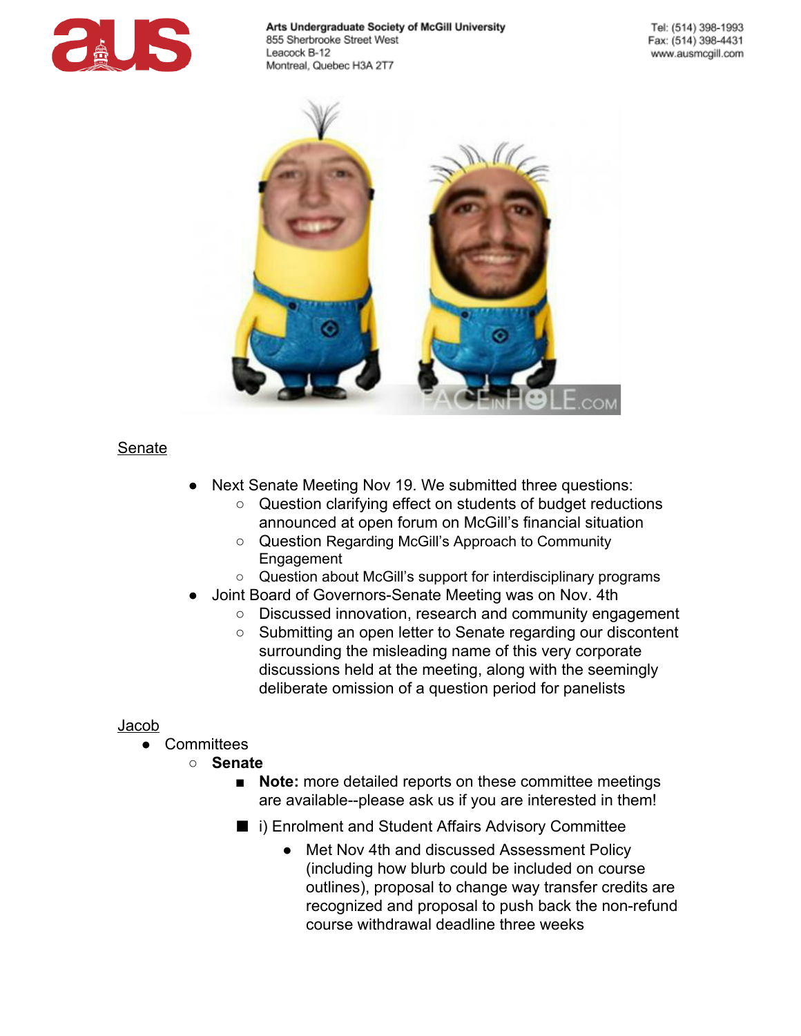Arts Undergraduate Society of McGill University
855 Sherbrooke Street West
Leacock B-12
Montreal, Quebec H3A 2T7

Tel: (514) 398-1993
Fax: (514) 398-4431
www.ausmcgill.com

Senate

- Next Senate Meeting Nov 19. We submitted three questions:
  - Question clarifying effect on students of budget reductions announced at open forum on McGill's financial situation
  - Question Regarding McGill's Approach to Community Engagement
  - Question about McGill's support for interdisciplinary programs
- Joint Board of Governors-Senate Meeting was on Nov. 4th
  - Discussed innovation, research and community engagement
  - Submitting an open letter to Senate regarding our discontent surrounding the misleading name of this very corporate discussions held at the meeting, along with the seemingly deliberate omission of a question period for panelists

Jacob

- Committees
  - **Senate**
    - **Note:** more detailed reports on these committee meetings are available--please ask us if you are interested in them!
    - i) Enrolment and Student Affairs Advisory Committee
      - Met Nov 4th and discussed Assessment Policy (including how blurb could be included on course outlines), proposal to change way transfer credits are recognized and proposal to push back the non-refund course withdrawal deadline three weeks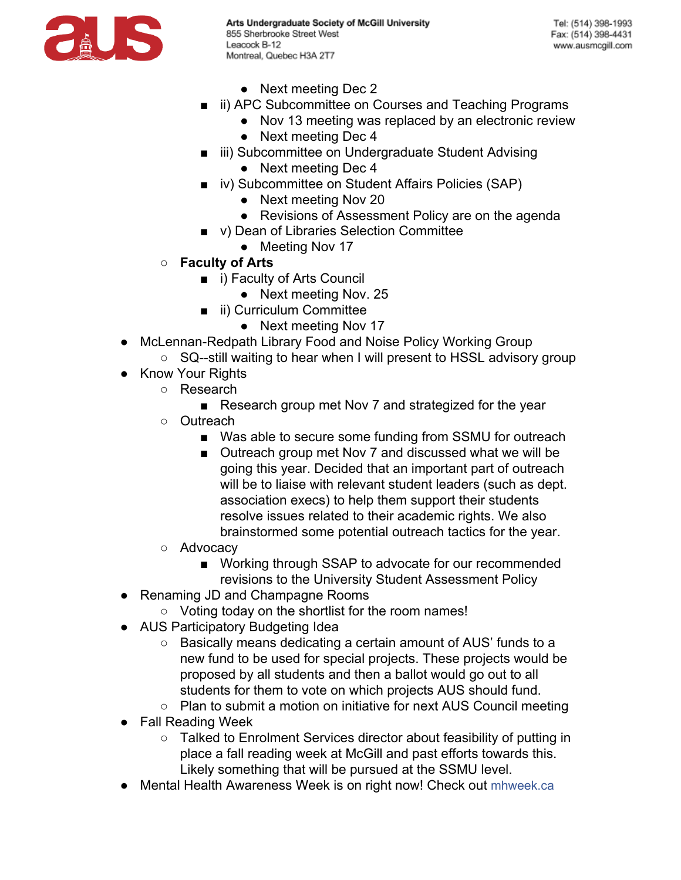- Next meeting Dec 2
      - ii) APC Subcommittee on Courses and Teaching Programs
        - Nov 13 meeting was replaced by an electronic review
        - Next meeting Dec 4
      - iii) Subcommittee on Undergraduate Student Advising
        - Next meeting Dec 4
      - iv) Subcommittee on Student Affairs Policies (SAP)
        - Next meeting Nov 20
        - Revisions of Assessment Policy are on the agenda
      - v) Dean of Libraries Selection Committee
        - Meeting Nov 17
    - **Faculty of Arts**
      - i) Faculty of Arts Council
        - Next meeting Nov. 25
      - ii) Curriculum Committee
        - Next meeting Nov 17
- McLennan-Redpath Library Food and Noise Policy Working Group
  - SQ--still waiting to hear when I will present to HSSL advisory group
- Know Your Rights
  - Research
    - Research group met Nov 7 and strategized for the year
  - Outreach
    - Was able to secure some funding from SSMU for outreach
    - Outreach group met Nov 7 and discussed what we will be going this year. Decided that an important part of outreach will be to liaise with relevant student leaders (such as dept. association execs) to help them support their students resolve issues related to their academic rights. We also brainstormed some potential outreach tactics for the year.
  - Advocacy
    - Working through SSAP to advocate for our recommended revisions to the University Student Assessment Policy
- Renaming JD and Champagne Rooms
  - Voting today on the shortlist for the room names!
- AUS Participatory Budgeting Idea
  - Basically means dedicating a certain amount of AUS' funds to a new fund to be used for special projects. These projects would be proposed by all students and then a ballot would go out to all students for them to vote on which projects AUS should fund.
  - Plan to submit a motion on initiative for next AUS Council meeting
- Fall Reading Week
  - Talked to Enrolment Services director about feasibility of putting in place a fall reading week at McGill and past efforts towards this. Likely something that will be pursued at the SSMU level.
- Mental Health Awareness Week is on right now! Check out mhweek.ca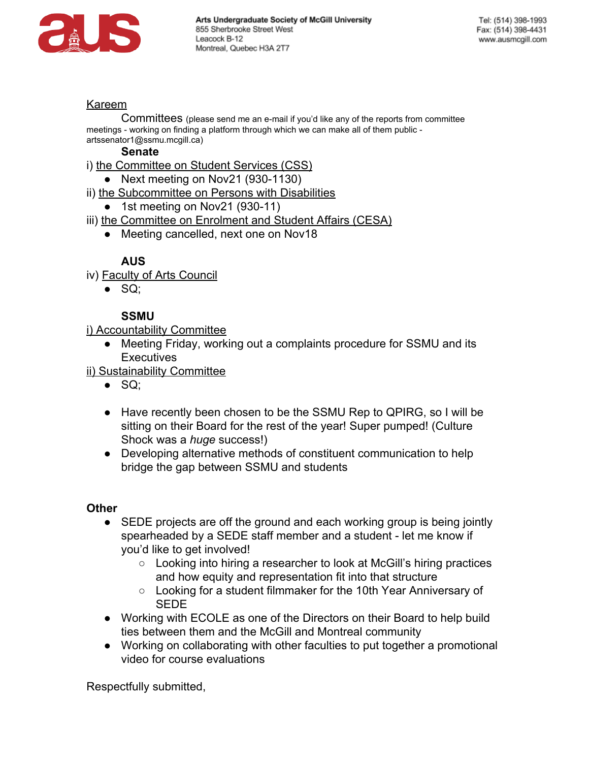<u>Kareem</u>

Committees (please send me an e-mail if you'd like any of the reports from committee meetings - working on finding a platform through which we can make all of them public - artssenator1@ssmu.mcgill.ca)

**Senate**

i) <u>the Committee on Student Services (CSS)</u>

- Next meeting on Nov21 (930-1130)

ii) <u>the Subcommittee on Persons with Disabilities</u>

- 1st meeting on Nov21 (930-11)

iii) <u>the Committee on Enrolment and Student Affairs (CESA)</u>

- Meeting cancelled, next one on Nov18

**AUS**

iv) <u>Faculty of Arts Council</u>

- SQ;

**SSMU**

<u>i) Accountability Committee</u>

- Meeting Friday, working out a complaints procedure for SSMU and its Executives

<u>ii) Sustainability Committee</u>

- SQ;

- Have recently been chosen to be the SSMU Rep to QPIRG, so I will be sitting on their Board for the rest of the year! Super pumped! (Culture Shock was a *huge* success!)
- Developing alternative methods of constituent communication to help bridge the gap between SSMU and students

**Other**

- SEDE projects are off the ground and each working group is being jointly spearheaded by a SEDE staff member and a student - let me know if you'd like to get involved!
  - Looking into hiring a researcher to look at McGill's hiring practices and how equity and representation fit into that structure
  - Looking for a student filmmaker for the 10th Year Anniversary of SEDE
- Working with ECOLE as one of the Directors on their Board to help build ties between them and the McGill and Montreal community
- Working on collaborating with other faculties to put together a promotional video for course evaluations

Respectfully submitted,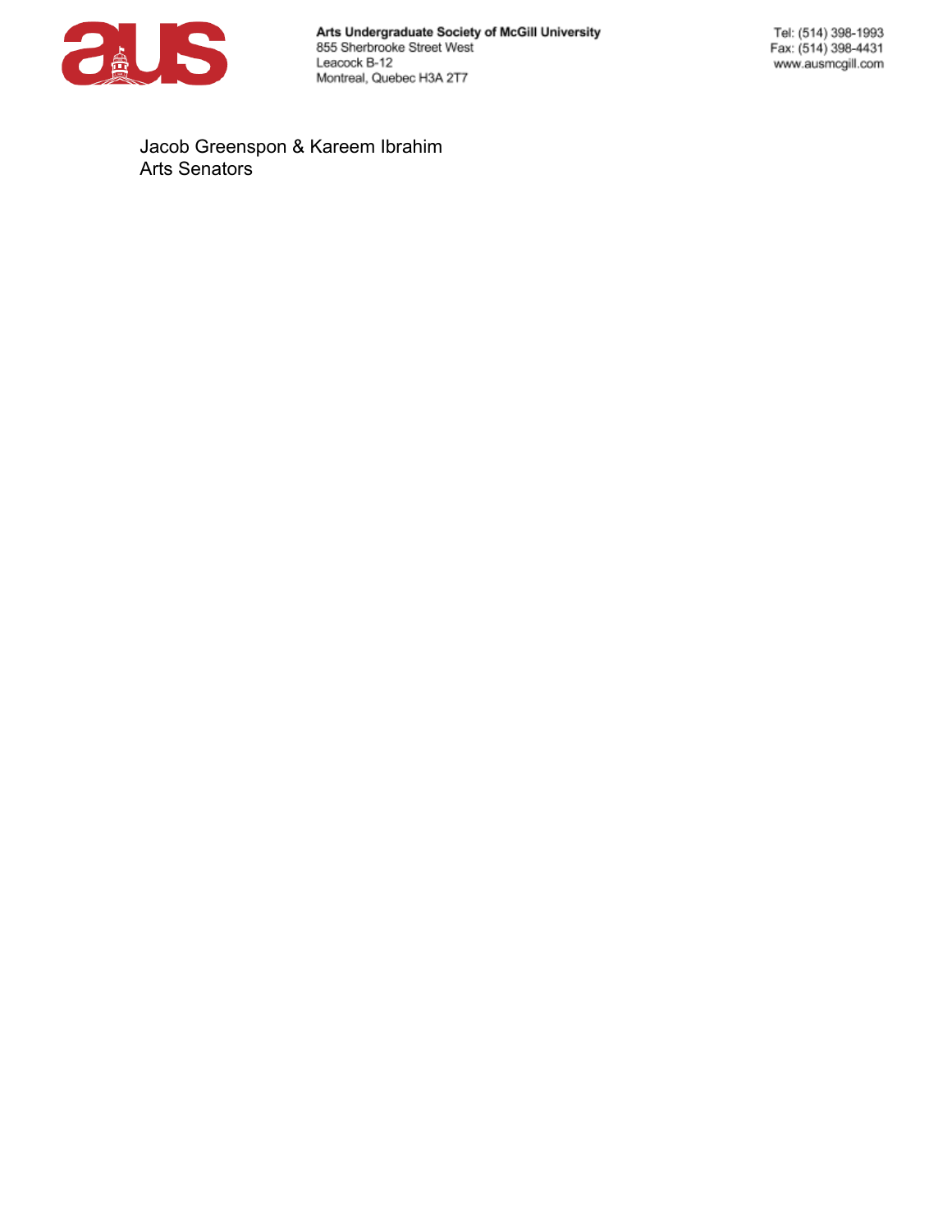Jacob Greenspon & Kareem Ibrahim
Arts Senators